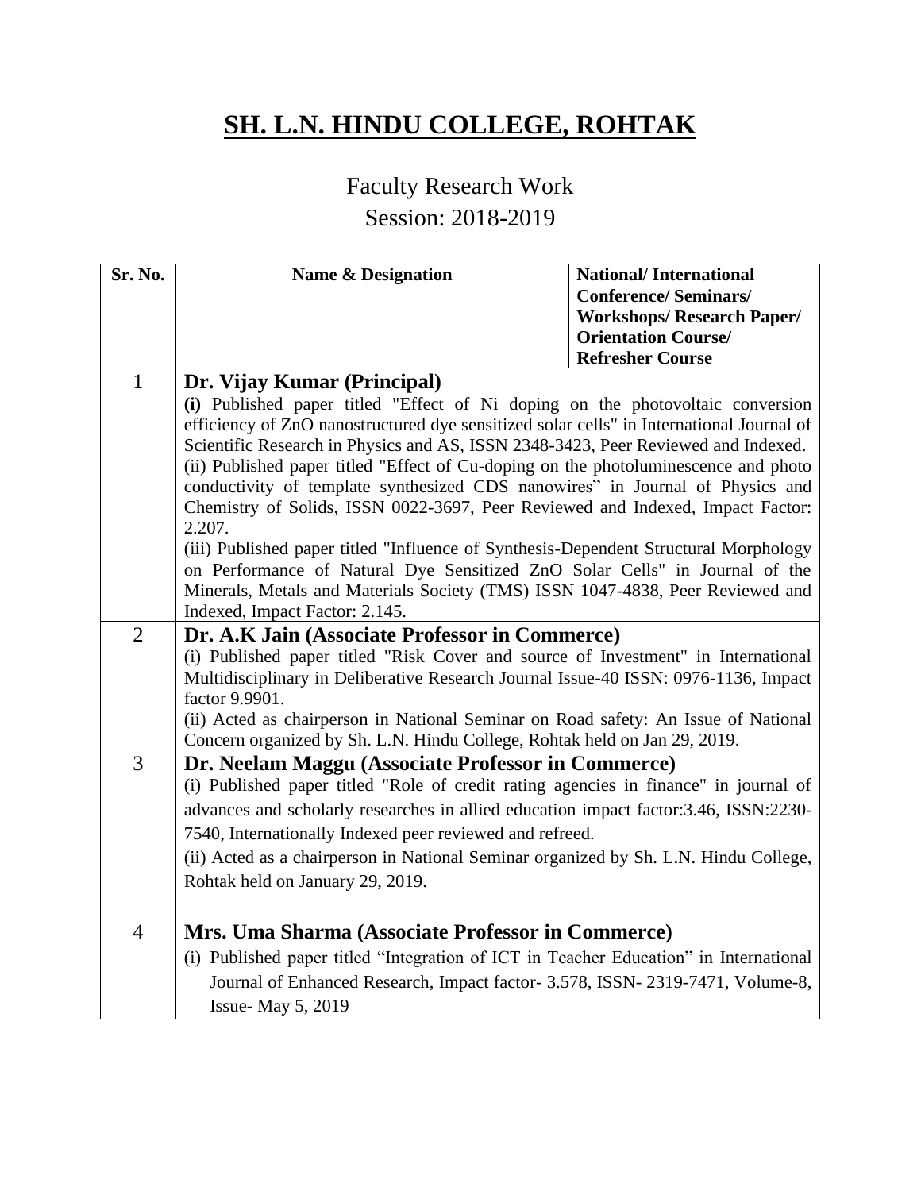# SH. L.N. HINDU COLLEGE, ROHTAK

## Faculty Research Work
## Session: 2018-2019

| Sr. No. | Name & Designation | National/ International Conference/ Seminars/ Workshops/ Research Paper/ Orientation Course/ Refresher Course |
|---|---|---|
| 1 | **Dr. Vijay Kumar (Principal)**<br>**(i)** Published paper titled "Effect of Ni doping on the photovoltaic conversion efficiency of ZnO nanostructured dye sensitized solar cells" in International Journal of Scientific Research in Physics and AS, ISSN 2348-3423, Peer Reviewed and Indexed.<br>(ii) Published paper titled "Effect of Cu-doping on the photoluminescence and photo conductivity of template synthesized CDS nanowires" in Journal of Physics and Chemistry of Solids, ISSN 0022-3697, Peer Reviewed and Indexed, Impact Factor: 2.207.<br>(iii) Published paper titled "Influence of Synthesis-Dependent Structural Morphology on Performance of Natural Dye Sensitized ZnO Solar Cells" in Journal of the Minerals, Metals and Materials Society (TMS) ISSN 1047-4838, Peer Reviewed and Indexed, Impact Factor: 2.145. | |
| 2 | **Dr. A.K Jain (Associate Professor in Commerce)**<br>(i) Published paper titled "Risk Cover and source of Investment" in International Multidisciplinary in Deliberative Research Journal Issue-40 ISSN: 0976-1136, Impact factor 9.9901.<br>(ii) Acted as chairperson in National Seminar on Road safety: An Issue of National Concern organized by Sh. L.N. Hindu College, Rohtak held on Jan 29, 2019. | |
| 3 | **Dr. Neelam Maggu (Associate Professor in Commerce)**<br>(i) Published paper titled "Role of credit rating agencies in finance" in journal of advances and scholarly researches in allied education impact factor:3.46, ISSN:2230-7540, Internationally Indexed peer reviewed and refreed.<br>(ii) Acted as a chairperson in National Seminar organized by Sh. L.N. Hindu College, Rohtak held on January 29, 2019. | |
| 4 | **Mrs. Uma Sharma (Associate Professor in Commerce)**<br>(i) Published paper titled "Integration of ICT in Teacher Education" in International Journal of Enhanced Research, Impact factor- 3.578, ISSN- 2319-7471, Volume-8, Issue- May 5, 2019 | |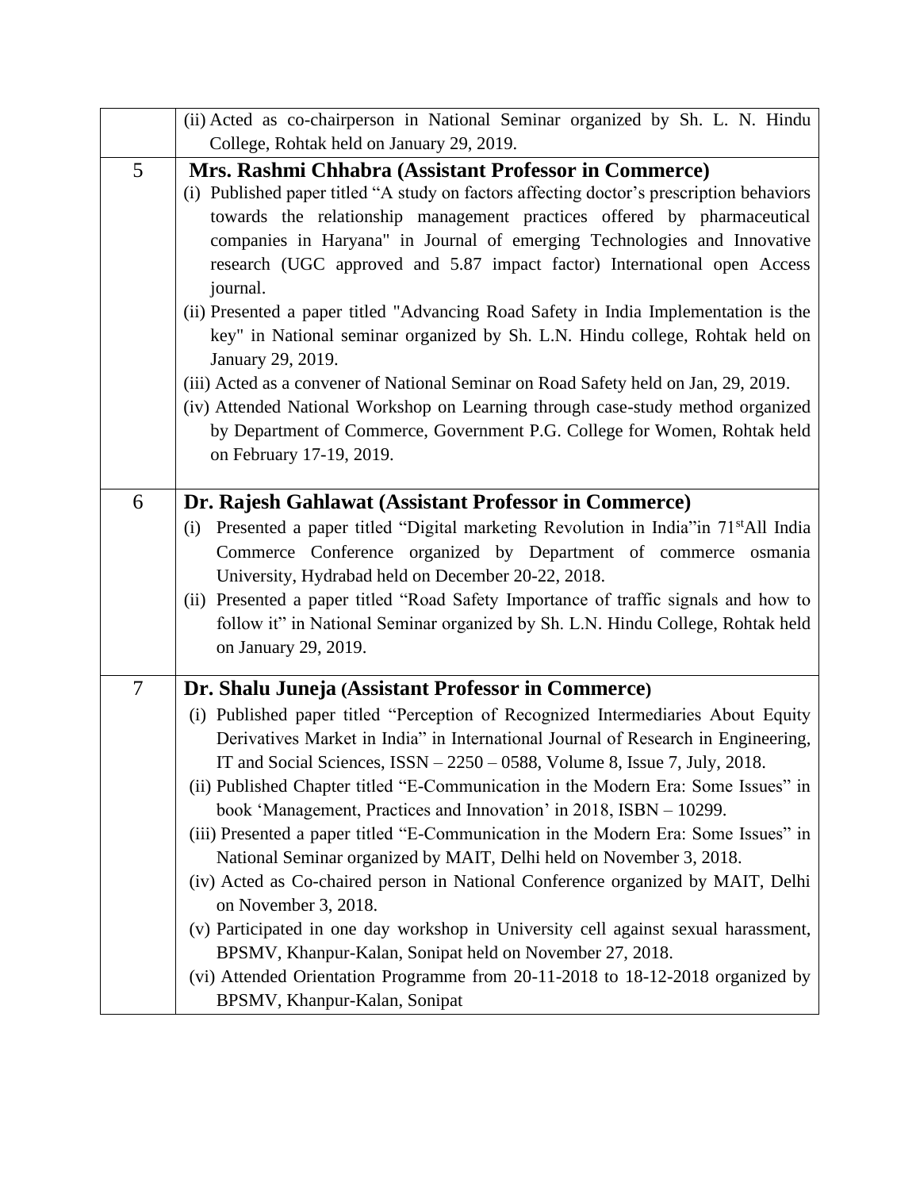| | |
|---|---|
| | (ii) Acted as co-chairperson in National Seminar organized by Sh. L. N. Hindu College, Rohtak held on January 29, 2019. |
| 5 | **Mrs. Rashmi Chhabra (Assistant Professor in Commerce)**<br>(i) Published paper titled "A study on factors affecting doctor's prescription behaviors towards the relationship management practices offered by pharmaceutical companies in Haryana" in Journal of emerging Technologies and Innovative research (UGC approved and 5.87 impact factor) International open Access journal.<br>(ii) Presented a paper titled "Advancing Road Safety in India Implementation is the key" in National seminar organized by Sh. L.N. Hindu college, Rohtak held on January 29, 2019.<br>(iii) Acted as a convener of National Seminar on Road Safety held on Jan, 29, 2019.<br>(iv) Attended National Workshop on Learning through case-study method organized by Department of Commerce, Government P.G. College for Women, Rohtak held on February 17-19, 2019. |
| 6 | **Dr. Rajesh Gahlawat (Assistant Professor in Commerce)**<br>(i) Presented a paper titled "Digital marketing Revolution in India"in 71st All India Commerce Conference organized by Department of commerce osmania University, Hydrabad held on December 20-22, 2018.<br>(ii) Presented a paper titled "Road Safety Importance of traffic signals and how to follow it" in National Seminar organized by Sh. L.N. Hindu College, Rohtak held on January 29, 2019. |
| 7 | **Dr. Shalu Juneja (Assistant Professor in Commerce)**<br>(i) Published paper titled "Perception of Recognized Intermediaries About Equity Derivatives Market in India" in International Journal of Research in Engineering, IT and Social Sciences, ISSN – 2250 – 0588, Volume 8, Issue 7, July, 2018.<br>(ii) Published Chapter titled "E-Communication in the Modern Era: Some Issues" in book 'Management, Practices and Innovation' in 2018, ISBN – 10299.<br>(iii) Presented a paper titled "E-Communication in the Modern Era: Some Issues" in National Seminar organized by MAIT, Delhi held on November 3, 2018.<br>(iv) Acted as Co-chaired person in National Conference organized by MAIT, Delhi on November 3, 2018.<br>(v) Participated in one day workshop in University cell against sexual harassment, BPSMV, Khanpur-Kalan, Sonipat held on November 27, 2018.<br>(vi) Attended Orientation Programme from 20-11-2018 to 18-12-2018 organized by BPSMV, Khanpur-Kalan, Sonipat |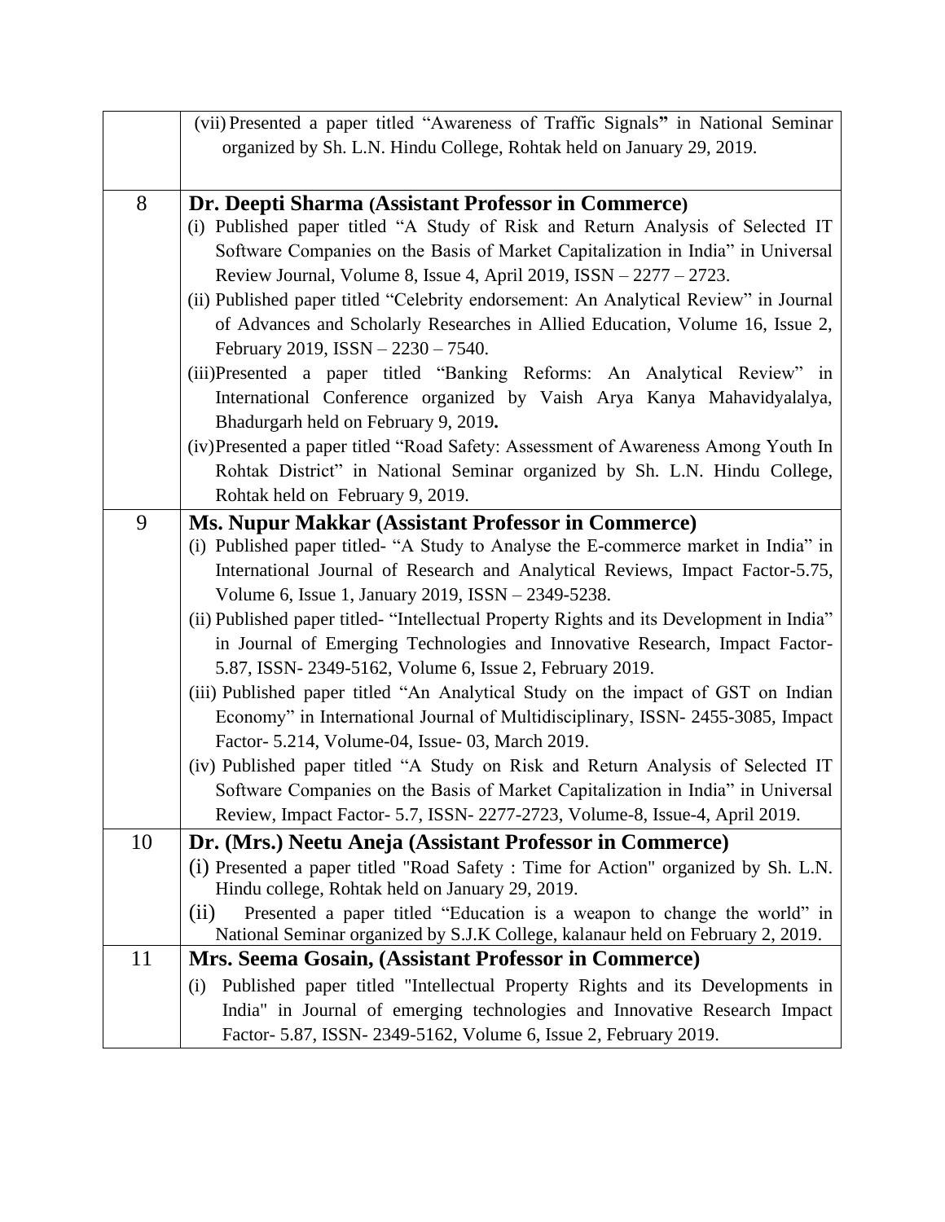| | |
|---|---|
| | (vii) Presented a paper titled "Awareness of Traffic Signals**"** in National Seminar organized by Sh. L.N. Hindu College, Rohtak held on January 29, 2019. |
| 8 | **Dr. Deepti Sharma (Assistant Professor in Commerce)**<br>(i) Published paper titled "A Study of Risk and Return Analysis of Selected IT Software Companies on the Basis of Market Capitalization in India" in Universal Review Journal, Volume 8, Issue 4, April 2019, ISSN – 2277 – 2723.<br>(ii) Published paper titled "Celebrity endorsement: An Analytical Review" in Journal of Advances and Scholarly Researches in Allied Education, Volume 16, Issue 2, February 2019, ISSN – 2230 – 7540.<br>(iii) Presented a paper titled "Banking Reforms: An Analytical Review" in International Conference organized by Vaish Arya Kanya Mahavidyalalya, Bhadurgarh held on February 9, 2019**.**<br>(iv) Presented a paper titled "Road Safety: Assessment of Awareness Among Youth In Rohtak District" in National Seminar organized by Sh. L.N. Hindu College, Rohtak held on February 9, 2019. |
| 9 | **Ms. Nupur Makkar (Assistant Professor in Commerce)**<br>(i) Published paper titled- "A Study to Analyse the E-commerce market in India" in International Journal of Research and Analytical Reviews, Impact Factor-5.75, Volume 6, Issue 1, January 2019, ISSN – 2349-5238.<br>(ii) Published paper titled- "Intellectual Property Rights and its Development in India" in Journal of Emerging Technologies and Innovative Research, Impact Factor-5.87, ISSN- 2349-5162, Volume 6, Issue 2, February 2019.<br>(iii) Published paper titled "An Analytical Study on the impact of GST on Indian Economy" in International Journal of Multidisciplinary, ISSN- 2455-3085, Impact Factor- 5.214, Volume-04, Issue- 03, March 2019.<br>(iv) Published paper titled "A Study on Risk and Return Analysis of Selected IT Software Companies on the Basis of Market Capitalization in India" in Universal Review, Impact Factor- 5.7, ISSN- 2277-2723, Volume-8, Issue-4, April 2019. |
| 10 | **Dr. (Mrs.) Neetu Aneja (Assistant Professor in Commerce)**<br>(i) Presented a paper titled "Road Safety : Time for Action" organized by Sh. L.N. Hindu college, Rohtak held on January 29, 2019.<br>(ii) Presented a paper titled "Education is a weapon to change the world" in National Seminar organized by S.J.K College, kalanaur held on February 2, 2019. |
| 11 | **Mrs. Seema Gosain, (Assistant Professor in Commerce)**<br>(i) Published paper titled "Intellectual Property Rights and its Developments in India" in Journal of emerging technologies and Innovative Research Impact Factor- 5.87, ISSN- 2349-5162, Volume 6, Issue 2, February 2019. |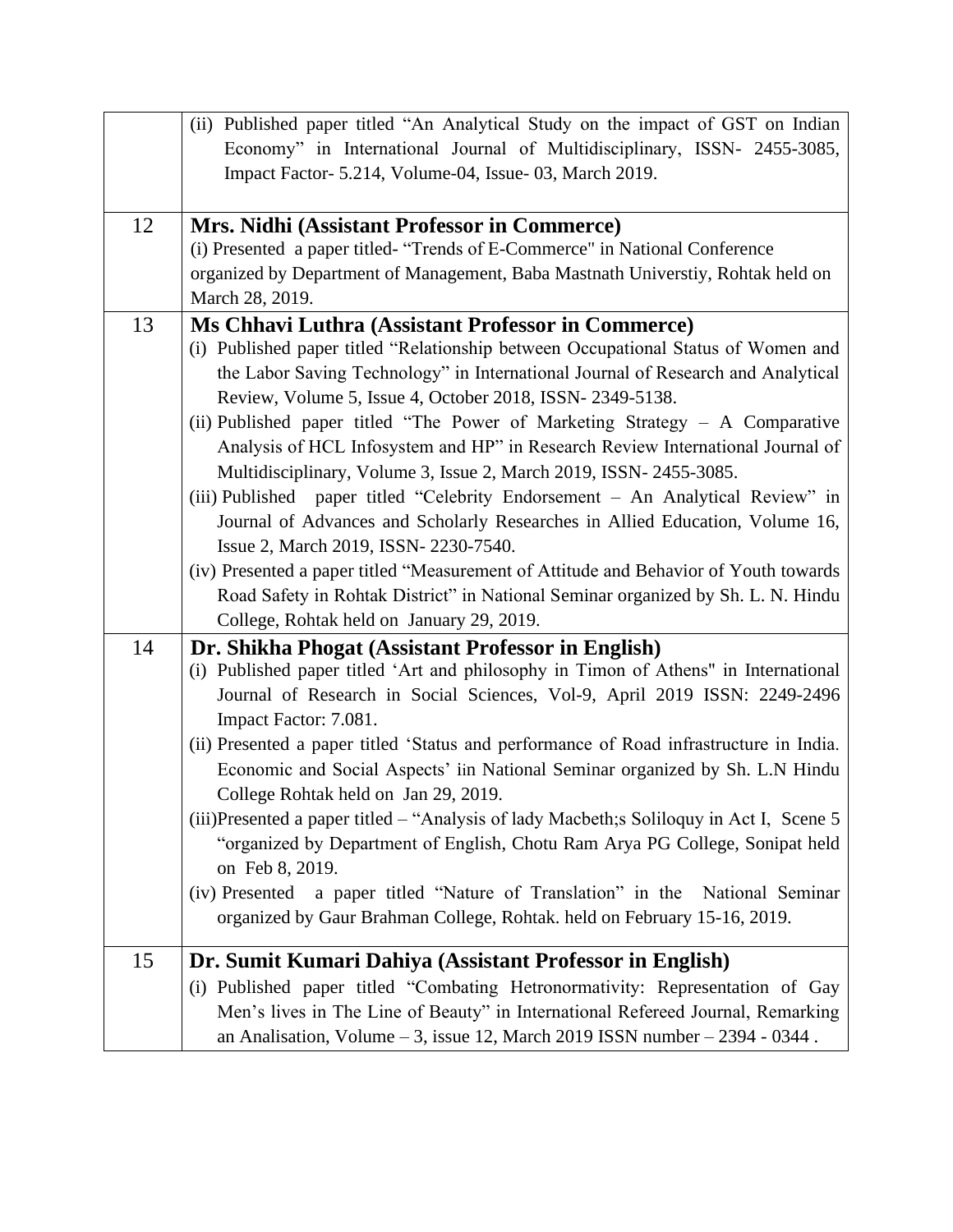| | |
|---|---|
| | (ii) Published paper titled "An Analytical Study on the impact of GST on Indian Economy" in International Journal of Multidisciplinary, ISSN- 2455-3085, Impact Factor- 5.214, Volume-04, Issue- 03, March 2019. |
| 12 | **Mrs. Nidhi (Assistant Professor in Commerce)**<br>(i) Presented a paper titled- "Trends of E-Commerce" in National Conference organized by Department of Management, Baba Mastnath Universtiy, Rohtak held on March 28, 2019. |
| 13 | **Ms Chhavi Luthra (Assistant Professor in Commerce)**<br>(i) Published paper titled "Relationship between Occupational Status of Women and the Labor Saving Technology" in International Journal of Research and Analytical Review, Volume 5, Issue 4, October 2018, ISSN- 2349-5138.<br>(ii) Published paper titled "The Power of Marketing Strategy – A Comparative Analysis of HCL Infosystem and HP" in Research Review International Journal of Multidisciplinary, Volume 3, Issue 2, March 2019, ISSN- 2455-3085.<br>(iii) Published paper titled "Celebrity Endorsement – An Analytical Review" in Journal of Advances and Scholarly Researches in Allied Education, Volume 16, Issue 2, March 2019, ISSN- 2230-7540.<br>(iv) Presented a paper titled "Measurement of Attitude and Behavior of Youth towards Road Safety in Rohtak District" in National Seminar organized by Sh. L. N. Hindu College, Rohtak held on January 29, 2019. |
| 14 | **Dr. Shikha Phogat (Assistant Professor in English)**<br>(i) Published paper titled 'Art and philosophy in Timon of Athens" in International Journal of Research in Social Sciences, Vol-9, April 2019 ISSN: 2249-2496 Impact Factor: 7.081.<br>(ii) Presented a paper titled 'Status and performance of Road infrastructure in India. Economic and Social Aspects' iin National Seminar organized by Sh. L.N Hindu College Rohtak held on Jan 29, 2019.<br>(iii)Presented a paper titled – "Analysis of lady Macbeth;s Soliloquy in Act I, Scene 5 "organized by Department of English, Chotu Ram Arya PG College, Sonipat held on Feb 8, 2019.<br>(iv) Presented a paper titled "Nature of Translation" in the National Seminar organized by Gaur Brahman College, Rohtak. held on February 15-16, 2019. |
| 15 | **Dr. Sumit Kumari Dahiya (Assistant Professor in English)**<br>(i) Published paper titled "Combating Hetronormativity: Representation of Gay Men's lives in The Line of Beauty" in International Refereed Journal, Remarking an Analisation, Volume – 3, issue 12, March 2019 ISSN number – 2394 - 0344 . |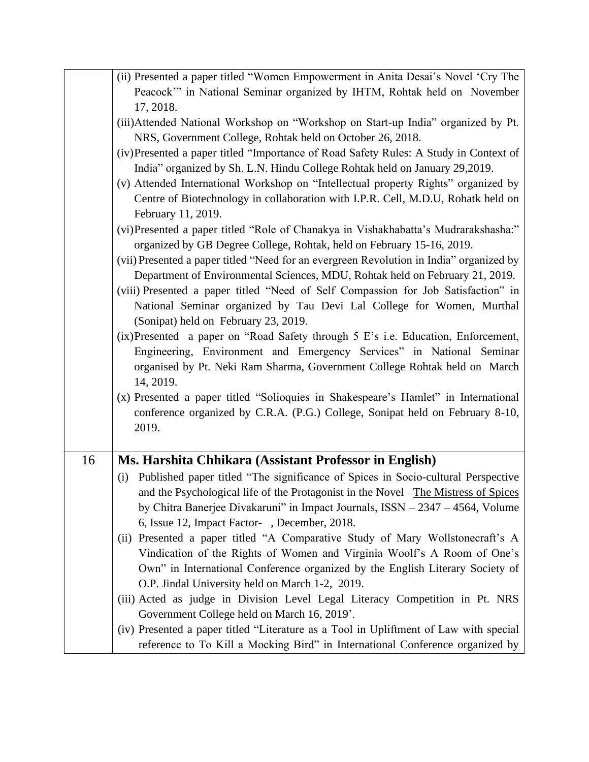| | |
|---|---|
| | (ii) Presented a paper titled "Women Empowerment in Anita Desai's Novel 'Cry The Peacock'" in National Seminar organized by IHTM, Rohtak held on November 17, 2018.<br>(iii) Attended National Workshop on "Workshop on Start-up India" organized by Pt. NRS, Government College, Rohtak held on October 26, 2018.<br>(iv) Presented a paper titled "Importance of Road Safety Rules: A Study in Context of India" organized by Sh. L.N. Hindu College Rohtak held on January 29,2019.<br>(v) Attended International Workshop on "Intellectual property Rights" organized by Centre of Biotechnology in collaboration with I.P.R. Cell, M.D.U, Rohatk held on February 11, 2019.<br>(vi) Presented a paper titled "Role of Chanakya in Vishakhabatta's Mudrarakshasha:" organized by GB Degree College, Rohtak, held on February 15-16, 2019.<br>(vii) Presented a paper titled "Need for an evergreen Revolution in India" organized by Department of Environmental Sciences, MDU, Rohtak held on February 21, 2019.<br>(viii) Presented a paper titled "Need of Self Compassion for Job Satisfaction" in National Seminar organized by Tau Devi Lal College for Women, Murthal (Sonipat) held on February 23, 2019.<br>(ix) Presented a paper on "Road Safety through 5 E's i.e. Education, Enforcement, Engineering, Environment and Emergency Services" in National Seminar organised by Pt. Neki Ram Sharma, Government College Rohtak held on March 14, 2019.<br>(x) Presented a paper titled "Solioquies in Shakespeare's Hamlet" in International conference organized by C.R.A. (P.G.) College, Sonipat held on February 8-10, 2019. |
| 16 | **Ms. Harshita Chhikara (Assistant Professor in English)**<br>(i) Published paper titled "The significance of Spices in Socio-cultural Perspective and the Psychological life of the Protagonist in the Novel –The Mistress of Spices by Chitra Banerjee Divakaruni" in Impact Journals, ISSN – 2347 – 4564, Volume 6, Issue 12, Impact Factor- , December, 2018.<br>(ii) Presented a paper titled "A Comparative Study of Mary Wollstonecraft's A Vindication of the Rights of Women and Virginia Woolf's A Room of One's Own" in International Conference organized by the English Literary Society of O.P. Jindal University held on March 1-2, 2019.<br>(iii) Acted as judge in Division Level Legal Literacy Competition in Pt. NRS Government College held on March 16, 2019'.<br>(iv) Presented a paper titled "Literature as a Tool in Upliftment of Law with special reference to To Kill a Mocking Bird" in International Conference organized by |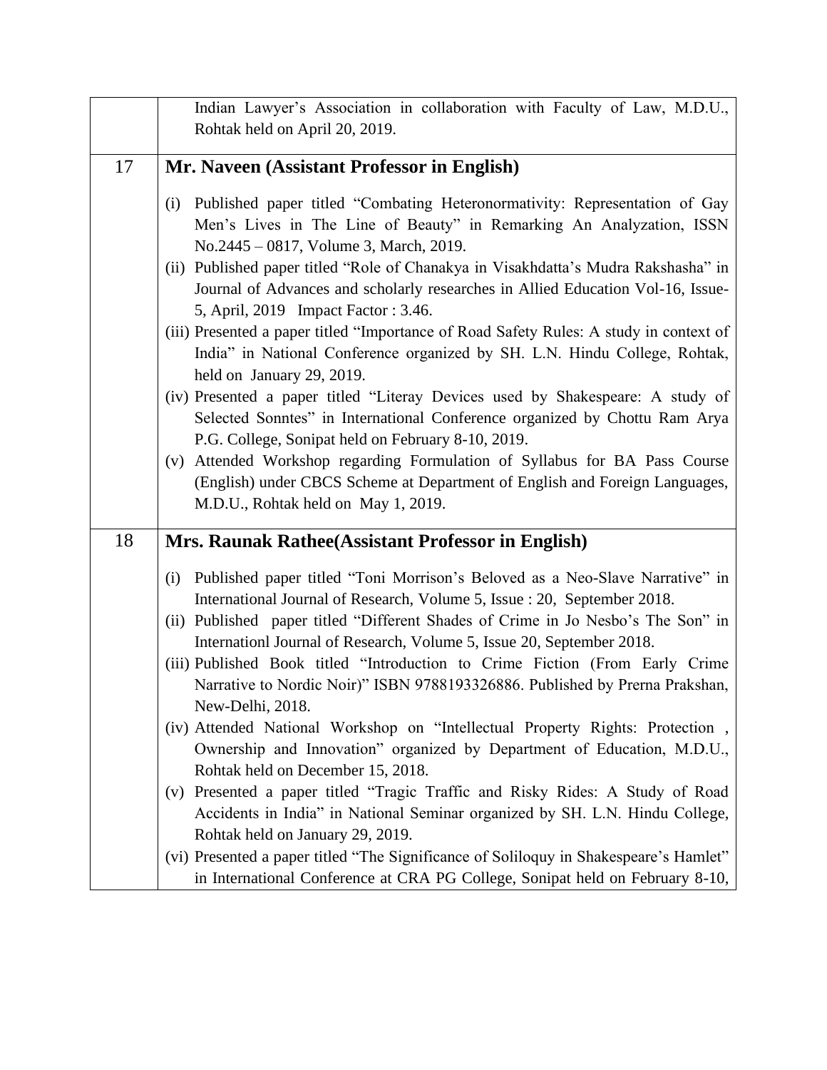| | |
|---|---|
| | Indian Lawyer's Association in collaboration with Faculty of Law, M.D.U., Rohtak held on April 20, 2019. |
| 17 | **Mr. Naveen (Assistant Professor in English)**<br><br>(i) Published paper titled "Combating Heteronormativity: Representation of Gay Men's Lives in The Line of Beauty" in Remarking An Analyzation, ISSN No.2445 – 0817, Volume 3, March, 2019.<br>(ii) Published paper titled "Role of Chanakya in Visakhdatta's Mudra Rakshasha" in Journal of Advances and scholarly researches in Allied Education Vol-16, Issue-5, April, 2019 Impact Factor : 3.46.<br>(iii) Presented a paper titled "Importance of Road Safety Rules: A study in context of India" in National Conference organized by SH. L.N. Hindu College, Rohtak, held on January 29, 2019.<br>(iv) Presented a paper titled "Literay Devices used by Shakespeare: A study of Selected Sonntes" in International Conference organized by Chottu Ram Arya P.G. College, Sonipat held on February 8-10, 2019.<br>(v) Attended Workshop regarding Formulation of Syllabus for BA Pass Course (English) under CBCS Scheme at Department of English and Foreign Languages, M.D.U., Rohtak held on May 1, 2019. |
| 18 | **Mrs. Raunak Rathee(Assistant Professor in English)**<br><br>(i) Published paper titled "Toni Morrison's Beloved as a Neo-Slave Narrative" in International Journal of Research, Volume 5, Issue : 20, September 2018.<br>(ii) Published paper titled "Different Shades of Crime in Jo Nesbo's The Son" in Internationl Journal of Research, Volume 5, Issue 20, September 2018.<br>(iii) Published Book titled "Introduction to Crime Fiction (From Early Crime Narrative to Nordic Noir)" ISBN 9788193326886. Published by Prerna Prakshan, New-Delhi, 2018.<br>(iv) Attended National Workshop on "Intellectual Property Rights: Protection , Ownership and Innovation" organized by Department of Education, M.D.U., Rohtak held on December 15, 2018.<br>(v) Presented a paper titled "Tragic Traffic and Risky Rides: A Study of Road Accidents in India" in National Seminar organized by SH. L.N. Hindu College, Rohtak held on January 29, 2019.<br>(vi) Presented a paper titled "The Significance of Soliloquy in Shakespeare's Hamlet" in International Conference at CRA PG College, Sonipat held on February 8-10, |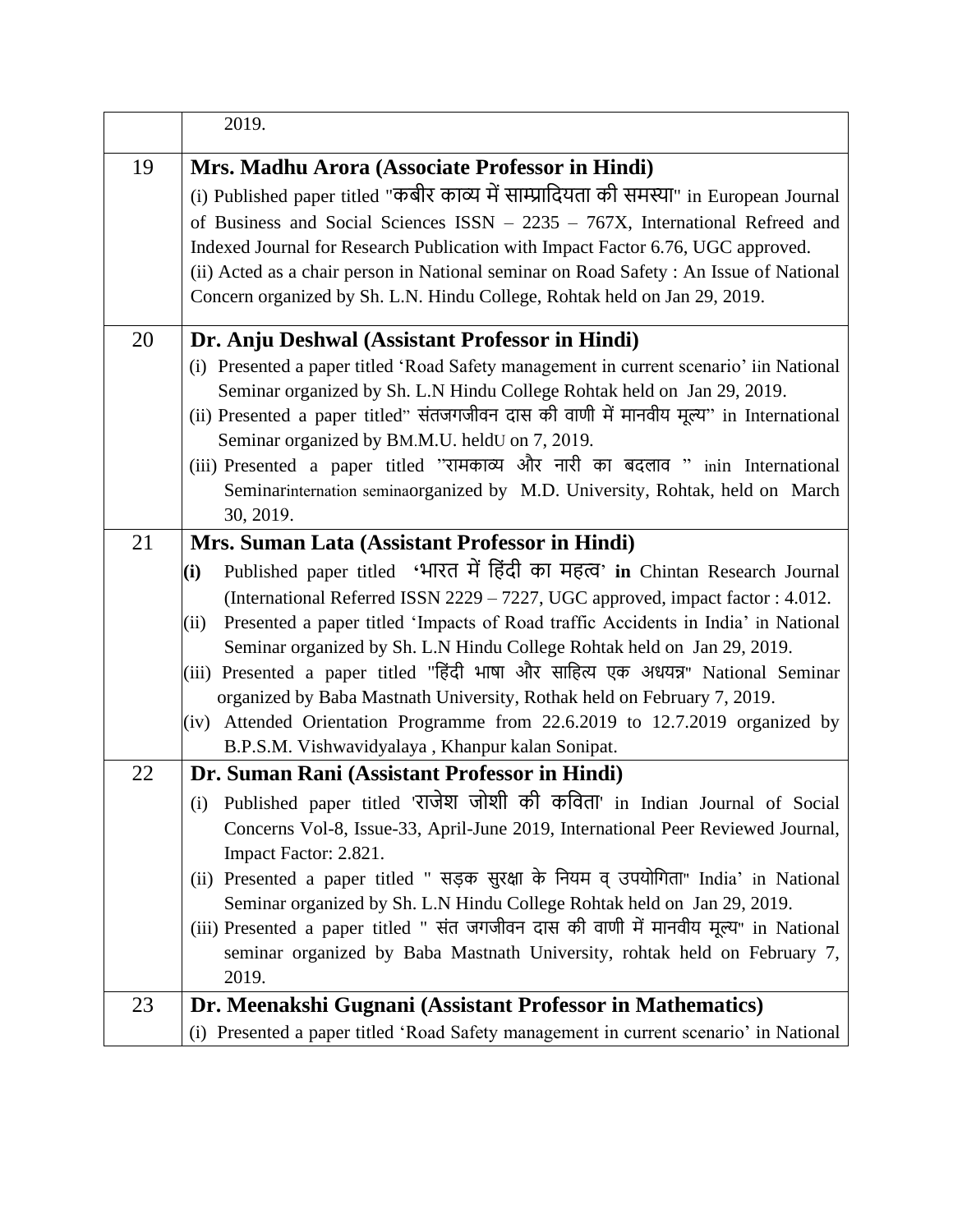| | |
|---|---|
| | 2019. |
| 19 | **Mrs. Madhu Arora (Associate Professor in Hindi)**<br>(i) Published paper titled "कबीर काव्य में साम्प्रादियता की समस्या" in European Journal of Business and Social Sciences ISSN – 2235 – 767X, International Refreed and Indexed Journal for Research Publication with Impact Factor 6.76, UGC approved.<br>(ii) Acted as a chair person in National seminar on Road Safety : An Issue of National Concern organized by Sh. L.N. Hindu College, Rohtak held on Jan 29, 2019. |
| 20 | **Dr. Anju Deshwal (Assistant Professor in Hindi)**<br>(i) Presented a paper titled 'Road Safety management in current scenario' iin National Seminar organized by Sh. L.N Hindu College Rohtak held on Jan 29, 2019.<br>(ii) Presented a paper titled" संतजगजीवन दास की वाणी में मानवीय मूल्य" in International Seminar organized by BM.M.U. heldU on 7, 2019.<br>(iii) Presented a paper titled "रामकाव्य और नारी का बदलाव " inin International Seminarinternation seminaorganized by M.D. University, Rohtak, held on March 30, 2019. |
| 21 | **Mrs. Suman Lata (Assistant Professor in Hindi)**<br>**(i)** Published paper titled **'**भारत में हिंदी का महत्व' **in** Chintan Research Journal (International Referred ISSN 2229 – 7227, UGC approved, impact factor : 4.012.<br>(ii) Presented a paper titled 'Impacts of Road traffic Accidents in India' in National Seminar organized by Sh. L.N Hindu College Rohtak held on Jan 29, 2019.<br>(iii) Presented a paper titled "हिंदी भाषा और साहित्य एक अधयन्न" National Seminar organized by Baba Mastnath University, Rothak held on February 7, 2019.<br>(iv) Attended Orientation Programme from 22.6.2019 to 12.7.2019 organized by B.P.S.M. Vishwavidyalaya , Khanpur kalan Sonipat. |
| 22 | **Dr. Suman Rani (Assistant Professor in Hindi)**<br>(i) Published paper titled 'राजेश जोशी की कविता' in Indian Journal of Social Concerns Vol-8, Issue-33, April-June 2019, International Peer Reviewed Journal, Impact Factor: 2.821.<br>(ii) Presented a paper titled " सड़क सुरक्षा के नियम व् उपयोगिता" India' in National Seminar organized by Sh. L.N Hindu College Rohtak held on Jan 29, 2019.<br>(iii) Presented a paper titled " संत जगजीवन दास की वाणी में मानवीय मूल्य" in National seminar organized by Baba Mastnath University, rohtak held on February 7, 2019. |
| 23 | **Dr. Meenakshi Gugnani (Assistant Professor in Mathematics)**<br>(i) Presented a paper titled 'Road Safety management in current scenario' in National |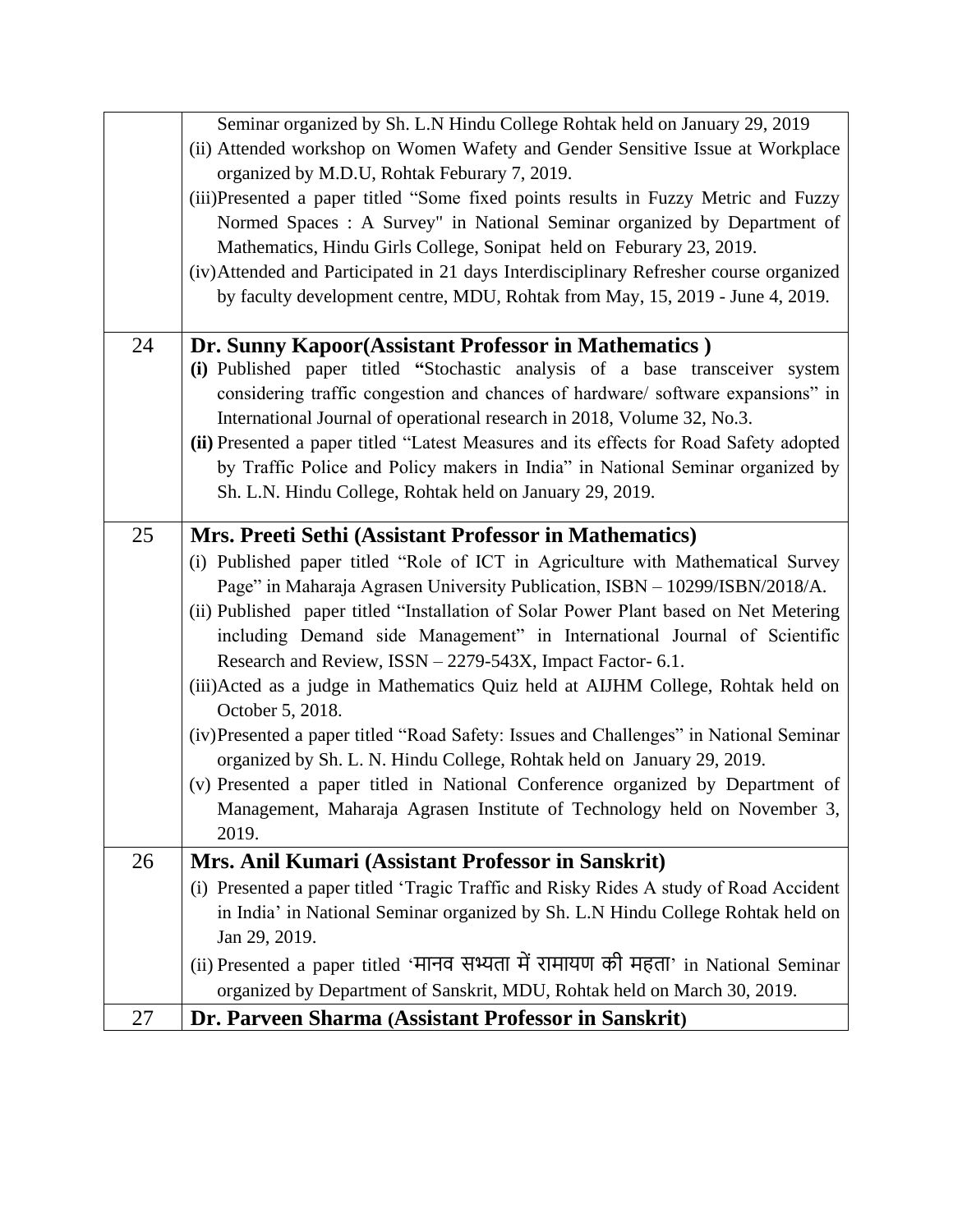| | |
|---|---|
| | Seminar organized by Sh. L.N Hindu College Rohtak held on January 29, 2019<br>(ii) Attended workshop on Women Wafety and Gender Sensitive Issue at Workplace organized by M.D.U, Rohtak Feburary 7, 2019.<br>(iii) Presented a paper titled "Some fixed points results in Fuzzy Metric and Fuzzy Normed Spaces : A Survey" in National Seminar organized by Department of Mathematics, Hindu Girls College, Sonipat held on Feburary 23, 2019.<br>(iv) Attended and Participated in 21 days Interdisciplinary Refresher course organized by faculty development centre, MDU, Rohtak from May, 15, 2019 - June 4, 2019. |
| 24 | **Dr. Sunny Kapoor(Assistant Professor in Mathematics )**<br>**(i)** Published paper titled **"**Stochastic analysis of a base transceiver system considering traffic congestion and chances of hardware/ software expansions" in International Journal of operational research in 2018, Volume 32, No.3.<br>**(ii)** Presented a paper titled "Latest Measures and its effects for Road Safety adopted by Traffic Police and Policy makers in India" in National Seminar organized by Sh. L.N. Hindu College, Rohtak held on January 29, 2019. |
| 25 | **Mrs. Preeti Sethi (Assistant Professor in Mathematics)**<br>(i) Published paper titled "Role of ICT in Agriculture with Mathematical Survey Page" in Maharaja Agrasen University Publication, ISBN – 10299/ISBN/2018/A.<br>(ii) Published paper titled "Installation of Solar Power Plant based on Net Metering including Demand side Management" in International Journal of Scientific Research and Review, ISSN – 2279-543X, Impact Factor- 6.1.<br>(iii) Acted as a judge in Mathematics Quiz held at AIJHM College, Rohtak held on October 5, 2018.<br>(iv) Presented a paper titled "Road Safety: Issues and Challenges" in National Seminar organized by Sh. L. N. Hindu College, Rohtak held on January 29, 2019.<br>(v) Presented a paper titled in National Conference organized by Department of Management, Maharaja Agrasen Institute of Technology held on November 3, 2019. |
| 26 | **Mrs. Anil Kumari (Assistant Professor in Sanskrit)**<br>(i) Presented a paper titled 'Tragic Traffic and Risky Rides A study of Road Accident in India' in National Seminar organized by Sh. L.N Hindu College Rohtak held on Jan 29, 2019.<br>(ii) Presented a paper titled 'मानव सभ्यता में रामायण की महता' in National Seminar organized by Department of Sanskrit, MDU, Rohtak held on March 30, 2019. |
| 27 | **Dr. Parveen Sharma (Assistant Professor in Sanskrit)** |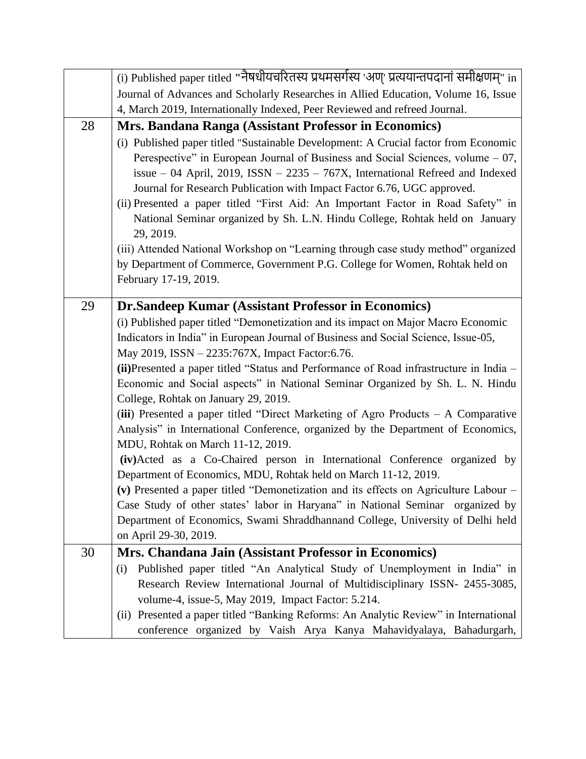| | |
|---|---|
| | (i) Published paper titled "नैषधीयचरितस्य प्रथमसर्गस्य 'अण्' प्रत्ययान्तपदानां समीक्षणम्" in Journal of Advances and Scholarly Researches in Allied Education, Volume 16, Issue 4, March 2019, Internationally Indexed, Peer Reviewed and refreed Journal. |
| 28 | **Mrs. Bandana Ranga (Assistant Professor in Economics)**<br>(i) Published paper titled "Sustainable Development: A Crucial factor from Economic Perespective" in European Journal of Business and Social Sciences, volume – 07, issue – 04 April, 2019, ISSN – 2235 – 767X, International Refreed and Indexed Journal for Research Publication with Impact Factor 6.76, UGC approved.<br>(ii) Presented a paper titled "First Aid: An Important Factor in Road Safety" in National Seminar organized by Sh. L.N. Hindu College, Rohtak held on January 29, 2019.<br>(iii) Attended National Workshop on "Learning through case study method" organized by Department of Commerce, Government P.G. College for Women, Rohtak held on February 17-19, 2019. |
| 29 | **Dr.Sandeep Kumar (Assistant Professor in Economics)**<br>(i) Published paper titled "Demonetization and its impact on Major Macro Economic Indicators in India" in European Journal of Business and Social Science, Issue-05, May 2019, ISSN – 2235:767X, Impact Factor:6.76.<br>**(ii)**Presented a paper titled "Status and Performance of Road infrastructure in India – Economic and Social aspects" in National Seminar Organized by Sh. L. N. Hindu College, Rohtak on January 29, 2019.<br>(**iii**) Presented a paper titled "Direct Marketing of Agro Products – A Comparative Analysis" in International Conference, organized by the Department of Economics, MDU, Rohtak on March 11-12, 2019.<br>**(iv)**Acted as a Co-Chaired person in International Conference organized by Department of Economics, MDU, Rohtak held on March 11-12, 2019.<br>**(v)** Presented a paper titled "Demonetization and its effects on Agriculture Labour – Case Study of other states' labor in Haryana" in National Seminar organized by Department of Economics, Swami Shraddhannand College, University of Delhi held on April 29-30, 2019. |
| 30 | **Mrs. Chandana Jain (Assistant Professor in Economics)**<br>(i) Published paper titled "An Analytical Study of Unemployment in India" in Research Review International Journal of Multidisciplinary ISSN- 2455-3085, volume-4, issue-5, May 2019, Impact Factor: 5.214.<br>(ii) Presented a paper titled "Banking Reforms: An Analytic Review" in International conference organized by Vaish Arya Kanya Mahavidyalaya, Bahadurgarh, |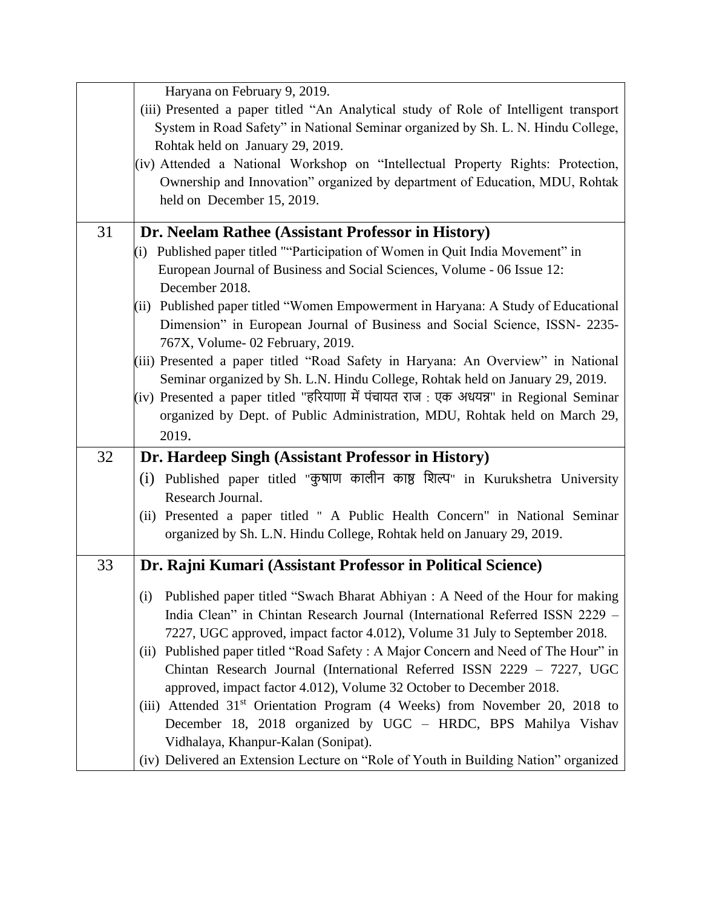| | |
|---|---|
| | Haryana on February 9, 2019.<br>(iii) Presented a paper titled "An Analytical study of Role of Intelligent transport System in Road Safety" in National Seminar organized by Sh. L. N. Hindu College, Rohtak held on January 29, 2019.<br>(iv) Attended a National Workshop on "Intellectual Property Rights: Protection, Ownership and Innovation" organized by department of Education, MDU, Rohtak held on December 15, 2019. |
| 31 | **Dr. Neelam Rathee (Assistant Professor in History)**<br>(i) Published paper titled ""Participation of Women in Quit India Movement" in European Journal of Business and Social Sciences, Volume - 06 Issue 12: December 2018.<br>(ii) Published paper titled "Women Empowerment in Haryana: A Study of Educational Dimension" in European Journal of Business and Social Science, ISSN- 2235-767X, Volume- 02 February, 2019.<br>(iii) Presented a paper titled "Road Safety in Haryana: An Overview" in National Seminar organized by Sh. L.N. Hindu College, Rohtak held on January 29, 2019.<br>(iv) Presented a paper titled "हरियाणा में पंचायत राज : एक अधयन्न" in Regional Seminar organized by Dept. of Public Administration, MDU, Rohtak held on March 29, 2019. |
| 32 | **Dr. Hardeep Singh (Assistant Professor in History)**<br>(i) Published paper titled "कुषाण कालीन काष्ठ शिल्प" in Kurukshetra University Research Journal.<br>(ii) Presented a paper titled " A Public Health Concern" in National Seminar organized by Sh. L.N. Hindu College, Rohtak held on January 29, 2019. |
| 33 | **Dr. Rajni Kumari (Assistant Professor in Political Science)**<br>(i) Published paper titled "Swach Bharat Abhiyan : A Need of the Hour for making India Clean" in Chintan Research Journal (International Referred ISSN 2229 – 7227, UGC approved, impact factor 4.012), Volume 31 July to September 2018.<br>(ii) Published paper titled "Road Safety : A Major Concern and Need of The Hour" in Chintan Research Journal (International Referred ISSN 2229 – 7227, UGC approved, impact factor 4.012), Volume 32 October to December 2018.<br>(iii) Attended 31st Orientation Program (4 Weeks) from November 20, 2018 to December 18, 2018 organized by UGC – HRDC, BPS Mahilya Vishav Vidhalaya, Khanpur-Kalan (Sonipat).<br>(iv) Delivered an Extension Lecture on "Role of Youth in Building Nation" organized |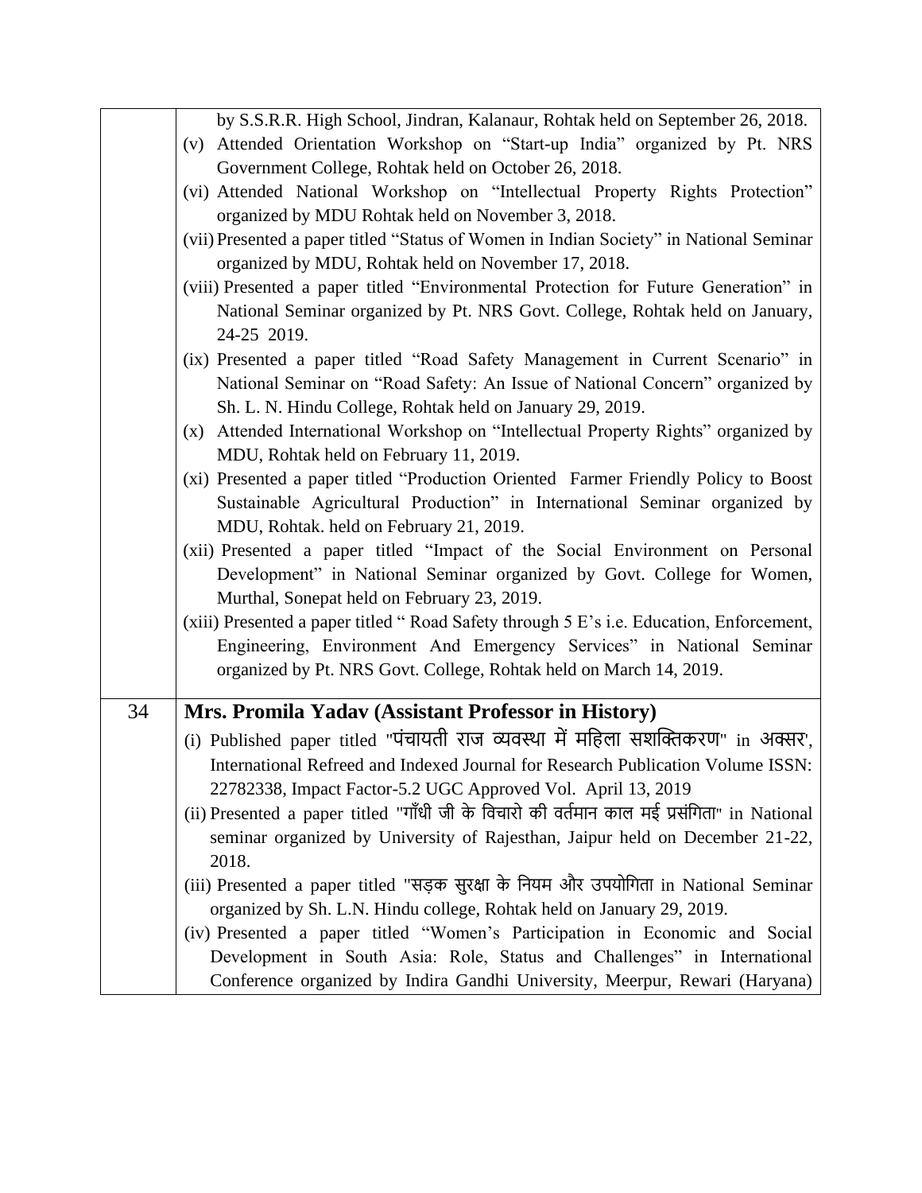| | |
|---|---|
| | by S.S.R.R. High School, Jindran, Kalanaur, Rohtak held on September 26, 2018.<br>(v) Attended Orientation Workshop on "Start-up India" organized by Pt. NRS Government College, Rohtak held on October 26, 2018.<br>(vi) Attended National Workshop on "Intellectual Property Rights Protection" organized by MDU Rohtak held on November 3, 2018.<br>(vii) Presented a paper titled "Status of Women in Indian Society" in National Seminar organized by MDU, Rohtak held on November 17, 2018.<br>(viii) Presented a paper titled "Environmental Protection for Future Generation" in National Seminar organized by Pt. NRS Govt. College, Rohtak held on January, 24-25 2019.<br>(ix) Presented a paper titled "Road Safety Management in Current Scenario" in National Seminar on "Road Safety: An Issue of National Concern" organized by Sh. L. N. Hindu College, Rohtak held on January 29, 2019.<br>(x) Attended International Workshop on "Intellectual Property Rights" organized by MDU, Rohtak held on February 11, 2019.<br>(xi) Presented a paper titled "Production Oriented Farmer Friendly Policy to Boost Sustainable Agricultural Production" in International Seminar organized by MDU, Rohtak. held on February 21, 2019.<br>(xii) Presented a paper titled "Impact of the Social Environment on Personal Development" in National Seminar organized by Govt. College for Women, Murthal, Sonepat held on February 23, 2019.<br>(xiii) Presented a paper titled " Road Safety through 5 E's i.e. Education, Enforcement, Engineering, Environment And Emergency Services" in National Seminar organized by Pt. NRS Govt. College, Rohtak held on March 14, 2019. |
| 34 | **Mrs. Promila Yadav (Assistant Professor in History)**<br>(i) Published paper titled "पंचायती राज व्यवस्था में महिला सशक्तिकरण" in अक्सर', International Refreed and Indexed Journal for Research Publication Volume ISSN: 22782338, Impact Factor-5.2 UGC Approved Vol. April 13, 2019<br>(ii) Presented a paper titled "गाँधी जी के विचारो की वर्तमान काल मई प्रसंगिता" in National seminar organized by University of Rajesthan, Jaipur held on December 21-22, 2018.<br>(iii) Presented a paper titled "सड़क सुरक्षा के नियम और उपयोगिता in National Seminar organized by Sh. L.N. Hindu college, Rohtak held on January 29, 2019.<br>(iv) Presented a paper titled "Women's Participation in Economic and Social Development in South Asia: Role, Status and Challenges" in International Conference organized by Indira Gandhi University, Meerpur, Rewari (Haryana) |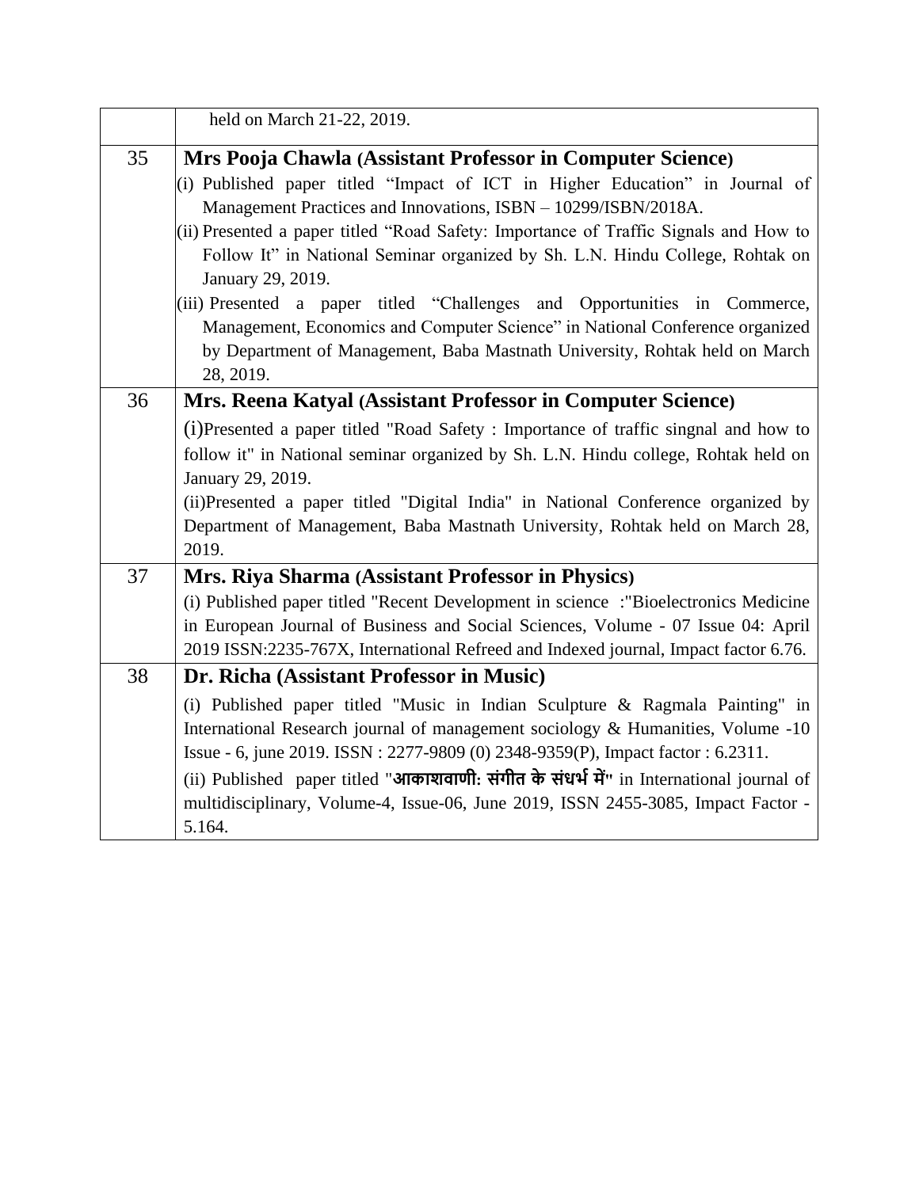| | |
|---|---|
| | held on March 21-22, 2019. |
| 35 | **Mrs Pooja Chawla (Assistant Professor in Computer Science)**<br>(i) Published paper titled "Impact of ICT in Higher Education" in Journal of Management Practices and Innovations, ISBN – 10299/ISBN/2018A.<br>(ii) Presented a paper titled "Road Safety: Importance of Traffic Signals and How to Follow It" in National Seminar organized by Sh. L.N. Hindu College, Rohtak on January 29, 2019.<br>(iii) Presented a paper titled "Challenges and Opportunities in Commerce, Management, Economics and Computer Science" in National Conference organized by Department of Management, Baba Mastnath University, Rohtak held on March 28, 2019. |
| 36 | **Mrs. Reena Katyal (Assistant Professor in Computer Science)**<br>(i)Presented a paper titled "Road Safety : Importance of traffic singnal and how to follow it" in National seminar organized by Sh. L.N. Hindu college, Rohtak held on January 29, 2019.<br>(ii)Presented a paper titled "Digital India" in National Conference organized by Department of Management, Baba Mastnath University, Rohtak held on March 28, 2019. |
| 37 | **Mrs. Riya Sharma (Assistant Professor in Physics)**<br>(i) Published paper titled "Recent Development in science :"Bioelectronics Medicine in European Journal of Business and Social Sciences, Volume - 07 Issue 04: April 2019 ISSN:2235-767X, International Refreed and Indexed journal, Impact factor 6.76. |
| 38 | **Dr. Richa (Assistant Professor in Music)**<br>(i) Published paper titled "Music in Indian Sculpture & Ragmala Painting" in International Research journal of management sociology & Humanities, Volume -10 Issue - 6, june 2019. ISSN : 2277-9809 (0) 2348-9359(P), Impact factor : 6.2311.<br>(ii) Published paper titled "**आकाशवाणी: संगीत के संधर्भ में**" in International journal of multidisciplinary, Volume-4, Issue-06, June 2019, ISSN 2455-3085, Impact Factor - 5.164. |